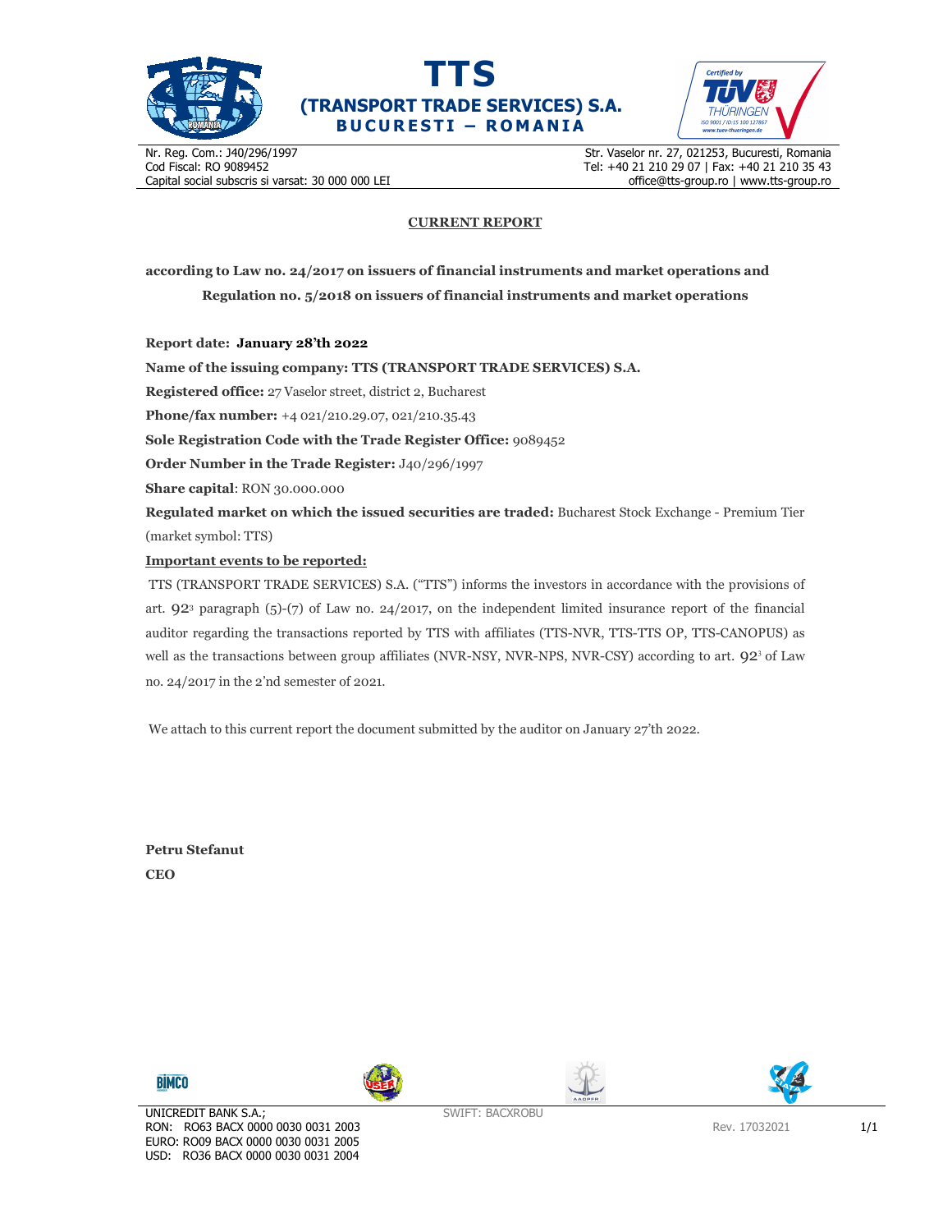**TTS**

**(TRANSPORT TRADE SERVICES) S.A.**

**BUCURESTI – ROMANIA**

Nr. Reg. Com.: J40/296/1997
Cod Fiscal: RO 9089452
Capital social subscris si varsat: 30 000 000 LEI

Str. Vaselor nr. 27, 021253, Bucuresti, Romania
Tel: +40 21 210 29 07 | Fax: +40 21 210 35 43
office@tts-group.ro | www.tts-group.ro

## CURRENT REPORT

**according to Law no. 24/2017 on issuers of financial instruments and market operations and Regulation no. 5/2018 on issuers of financial instruments and market operations**

**Report date: January 28'th 2022**

**Name of the issuing company: TTS (TRANSPORT TRADE SERVICES) S.A.**

**Registered office:** 27 Vaselor street, district 2, Bucharest

**Phone/fax number:** +4 021/210.29.07, 021/210.35.43

**Sole Registration Code with the Trade Register Office:** 9089452

**Order Number in the Trade Register:** J40/296/1997

**Share capital**: RON 30.000.000

**Regulated market on which the issued securities are traded:** Bucharest Stock Exchange - Premium Tier (market symbol: TTS)

**Important events to be reported:**

TTS (TRANSPORT TRADE SERVICES) S.A. ("TTS") informs the investors in accordance with the provisions of art. 92[3] paragraph (5)-(7) of Law no. 24/2017, on the independent limited insurance report of the financial auditor regarding the transactions reported by TTS with affiliates (TTS-NVR, TTS-TTS OP, TTS-CANOPUS) as well as the transactions between group affiliates (NVR-NSY, NVR-NPS, NVR-CSY) according to art. 92[3] of Law no. 24/2017 in the 2'nd semester of 2021.

We attach to this current report the document submitted by the auditor on January 27'th 2022.

**Petru Stefanut**

**CEO**

UNICREDIT BANK S.A.;
RON: RO63 BACX 0000 0030 0031 2003
EURO: RO09 BACX 0000 0030 0031 2005
USD: RO36 BACX 0000 0030 0031 2004

SWIFT: BACXROBU

Rev. 17032021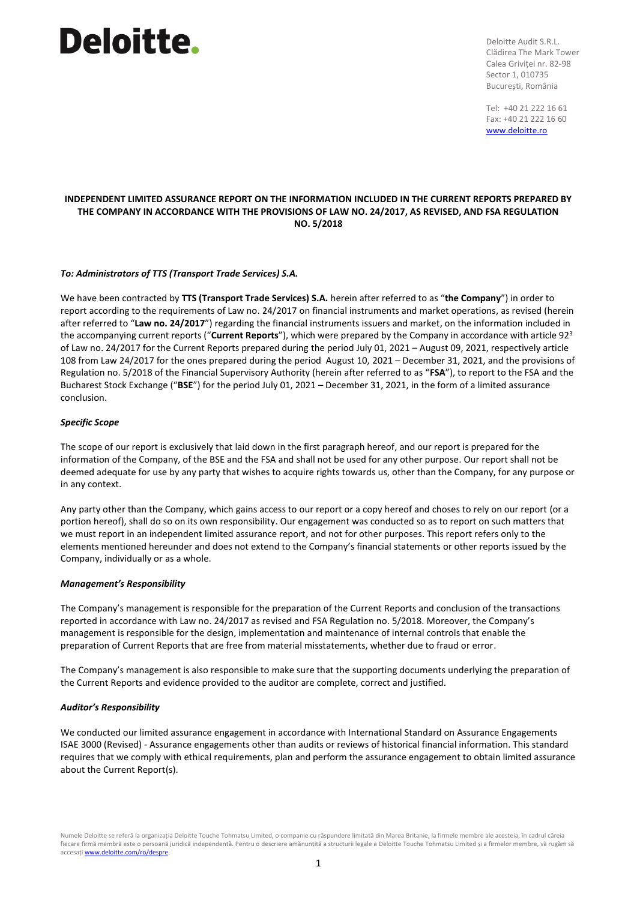# Deloitte.

Deloitte Audit S.R.L.
Clădirea The Mark Tower
Calea Griviței nr. 82-98
Sector 1, 010735
București, România

Tel: +40 21 222 16 61
Fax: +40 21 222 16 60
www.deloitte.ro

**INDEPENDENT LIMITED ASSURANCE REPORT ON THE INFORMATION INCLUDED IN THE CURRENT REPORTS PREPARED BY THE COMPANY IN ACCORDANCE WITH THE PROVISIONS OF LAW NO. 24/2017, AS REVISED, AND FSA REGULATION NO. 5/2018**

***To: Administrators of TTS (Transport Trade Services) S.A.***

We have been contracted by **TTS (Transport Trade Services) S.A.** herein after referred to as "**the Company**") in order to report according to the requirements of Law no. 24/2017 on financial instruments and market operations, as revised (herein after referred to "**Law no. 24/2017**") regarding the financial instruments issuers and market, on the information included in the accompanying current reports ("**Current Reports**"), which were prepared by the Company in accordance with article $92^3$ of Law no. 24/2017 for the Current Reports prepared during the period July 01, 2021 – August 09, 2021, respectively article 108 from Law 24/2017 for the ones prepared during the period August 10, 2021 – December 31, 2021, and the provisions of Regulation no. 5/2018 of the Financial Supervisory Authority (herein after referred to as "**FSA**"), to report to the FSA and the Bucharest Stock Exchange ("**BSE**") for the period July 01, 2021 – December 31, 2021, in the form of a limited assurance conclusion.

***Specific Scope***

The scope of our report is exclusively that laid down in the first paragraph hereof, and our report is prepared for the information of the Company, of the BSE and the FSA and shall not be used for any other purpose. Our report shall not be deemed adequate for use by any party that wishes to acquire rights towards us, other than the Company, for any purpose or in any context.

Any party other than the Company, which gains access to our report or a copy hereof and choses to rely on our report (or a portion hereof), shall do so on its own responsibility. Our engagement was conducted so as to report on such matters that we must report in an independent limited assurance report, and not for other purposes. This report refers only to the elements mentioned hereunder and does not extend to the Company's financial statements or other reports issued by the Company, individually or as a whole.

***Management's Responsibility***

The Company's management is responsible for the preparation of the Current Reports and conclusion of the transactions reported in accordance with Law no. 24/2017 as revised and FSA Regulation no. 5/2018. Moreover, the Company's management is responsible for the design, implementation and maintenance of internal controls that enable the preparation of Current Reports that are free from material misstatements, whether due to fraud or error.

The Company's management is also responsible to make sure that the supporting documents underlying the preparation of the Current Reports and evidence provided to the auditor are complete, correct and justified.

***Auditor's Responsibility***

We conducted our limited assurance engagement in accordance with International Standard on Assurance Engagements ISAE 3000 (Revised) - Assurance engagements other than audits or reviews of historical financial information. This standard requires that we comply with ethical requirements, plan and perform the assurance engagement to obtain limited assurance about the Current Report(s).

Numele Deloitte se referă la organizația Deloitte Touche Tohmatsu Limited, o companie cu răspundere limitată din Marea Britanie, la firmele membre ale acesteia, în cadrul căreia fiecare firmă membră este o persoană juridică independentă. Pentru o descriere amănunțită a structurii legale a Deloitte Touche Tohmatsu Limited și a firmelor membre, vă rugăm să accesați www.deloitte.com/ro/despre.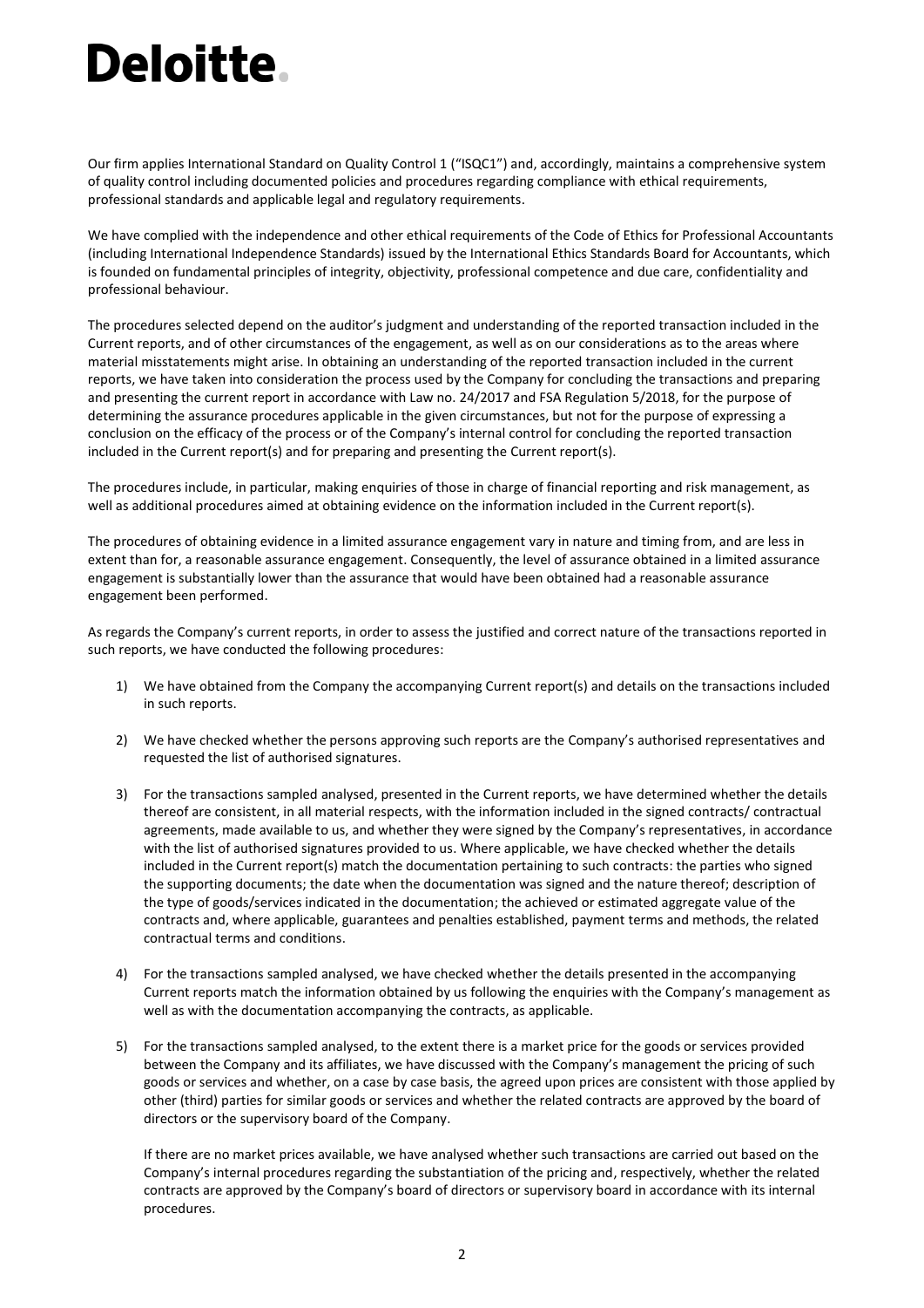Our firm applies International Standard on Quality Control 1 ("ISQC1") and, accordingly, maintains a comprehensive system of quality control including documented policies and procedures regarding compliance with ethical requirements, professional standards and applicable legal and regulatory requirements.

We have complied with the independence and other ethical requirements of the Code of Ethics for Professional Accountants (including International Independence Standards) issued by the International Ethics Standards Board for Accountants, which is founded on fundamental principles of integrity, objectivity, professional competence and due care, confidentiality and professional behaviour.

The procedures selected depend on the auditor's judgment and understanding of the reported transaction included in the Current reports, and of other circumstances of the engagement, as well as on our considerations as to the areas where material misstatements might arise. In obtaining an understanding of the reported transaction included in the current reports, we have taken into consideration the process used by the Company for concluding the transactions and preparing and presenting the current report in accordance with Law no. 24/2017 and FSA Regulation 5/2018, for the purpose of determining the assurance procedures applicable in the given circumstances, but not for the purpose of expressing a conclusion on the efficacy of the process or of the Company's internal control for concluding the reported transaction included in the Current report(s) and for preparing and presenting the Current report(s).

The procedures include, in particular, making enquiries of those in charge of financial reporting and risk management, as well as additional procedures aimed at obtaining evidence on the information included in the Current report(s).

The procedures of obtaining evidence in a limited assurance engagement vary in nature and timing from, and are less in extent than for, a reasonable assurance engagement. Consequently, the level of assurance obtained in a limited assurance engagement is substantially lower than the assurance that would have been obtained had a reasonable assurance engagement been performed.

As regards the Company's current reports, in order to assess the justified and correct nature of the transactions reported in such reports, we have conducted the following procedures:

1) We have obtained from the Company the accompanying Current report(s) and details on the transactions included in such reports.

2) We have checked whether the persons approving such reports are the Company's authorised representatives and requested the list of authorised signatures.

3) For the transactions sampled analysed, presented in the Current reports, we have determined whether the details thereof are consistent, in all material respects, with the information included in the signed contracts/ contractual agreements, made available to us, and whether they were signed by the Company's representatives, in accordance with the list of authorised signatures provided to us. Where applicable, we have checked whether the details included in the Current report(s) match the documentation pertaining to such contracts: the parties who signed the supporting documents; the date when the documentation was signed and the nature thereof; description of the type of goods/services indicated in the documentation; the achieved or estimated aggregate value of the contracts and, where applicable, guarantees and penalties established, payment terms and methods, the related contractual terms and conditions.

4) For the transactions sampled analysed, we have checked whether the details presented in the accompanying Current reports match the information obtained by us following the enquiries with the Company's management as well as with the documentation accompanying the contracts, as applicable.

5) For the transactions sampled analysed, to the extent there is a market price for the goods or services provided between the Company and its affiliates, we have discussed with the Company's management the pricing of such goods or services and whether, on a case by case basis, the agreed upon prices are consistent with those applied by other (third) parties for similar goods or services and whether the related contracts are approved by the board of directors or the supervisory board of the Company.

   If there are no market prices available, we have analysed whether such transactions are carried out based on the Company's internal procedures regarding the substantiation of the pricing and, respectively, whether the related contracts are approved by the Company's board of directors or supervisory board in accordance with its internal procedures.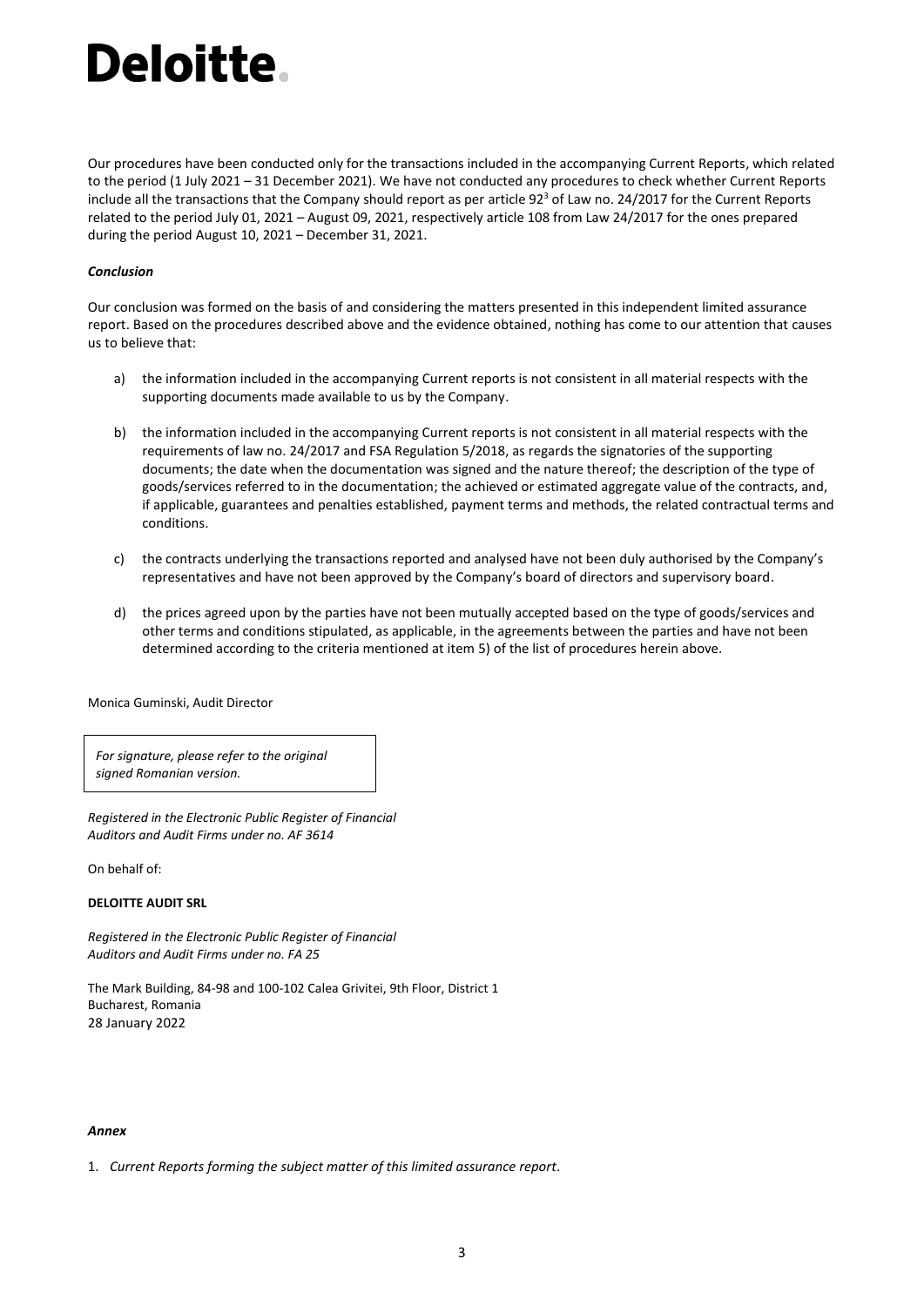Our procedures have been conducted only for the transactions included in the accompanying Current Reports, which related to the period (1 July 2021 – 31 December 2021). We have not conducted any procedures to check whether Current Reports include all the transactions that the Company should report as per article 92[3] of Law no. 24/2017 for the Current Reports related to the period July 01, 2021 – August 09, 2021, respectively article 108 from Law 24/2017 for the ones prepared during the period August 10, 2021 – December 31, 2021.

***Conclusion***

Our conclusion was formed on the basis of and considering the matters presented in this independent limited assurance report. Based on the procedures described above and the evidence obtained, nothing has come to our attention that causes us to believe that:

a) the information included in the accompanying Current reports is not consistent in all material respects with the supporting documents made available to us by the Company.

b) the information included in the accompanying Current reports is not consistent in all material respects with the requirements of law no. 24/2017 and FSA Regulation 5/2018, as regards the signatories of the supporting documents; the date when the documentation was signed and the nature thereof; the description of the type of goods/services referred to in the documentation; the achieved or estimated aggregate value of the contracts, and, if applicable, guarantees and penalties established, payment terms and methods, the related contractual terms and conditions.

c) the contracts underlying the transactions reported and analysed have not been duly authorised by the Company's representatives and have not been approved by the Company's board of directors and supervisory board.

d) the prices agreed upon by the parties have not been mutually accepted based on the type of goods/services and other terms and conditions stipulated, as applicable, in the agreements between the parties and have not been determined according to the criteria mentioned at item 5) of the list of procedures herein above.

Monica Guminski, Audit Director

*For signature, please refer to the original signed Romanian version.*

*Registered in the Electronic Public Register of Financial Auditors and Audit Firms under no. AF 3614*

On behalf of:

**DELOITTE AUDIT SRL**

*Registered in the Electronic Public Register of Financial Auditors and Audit Firms under no. FA 25*

The Mark Building, 84-98 and 100-102 Calea Grivitei, 9th Floor, District 1
Bucharest, Romania
28 January 2022

***Annex***

1. *Current Reports forming the subject matter of this limited assurance report.*